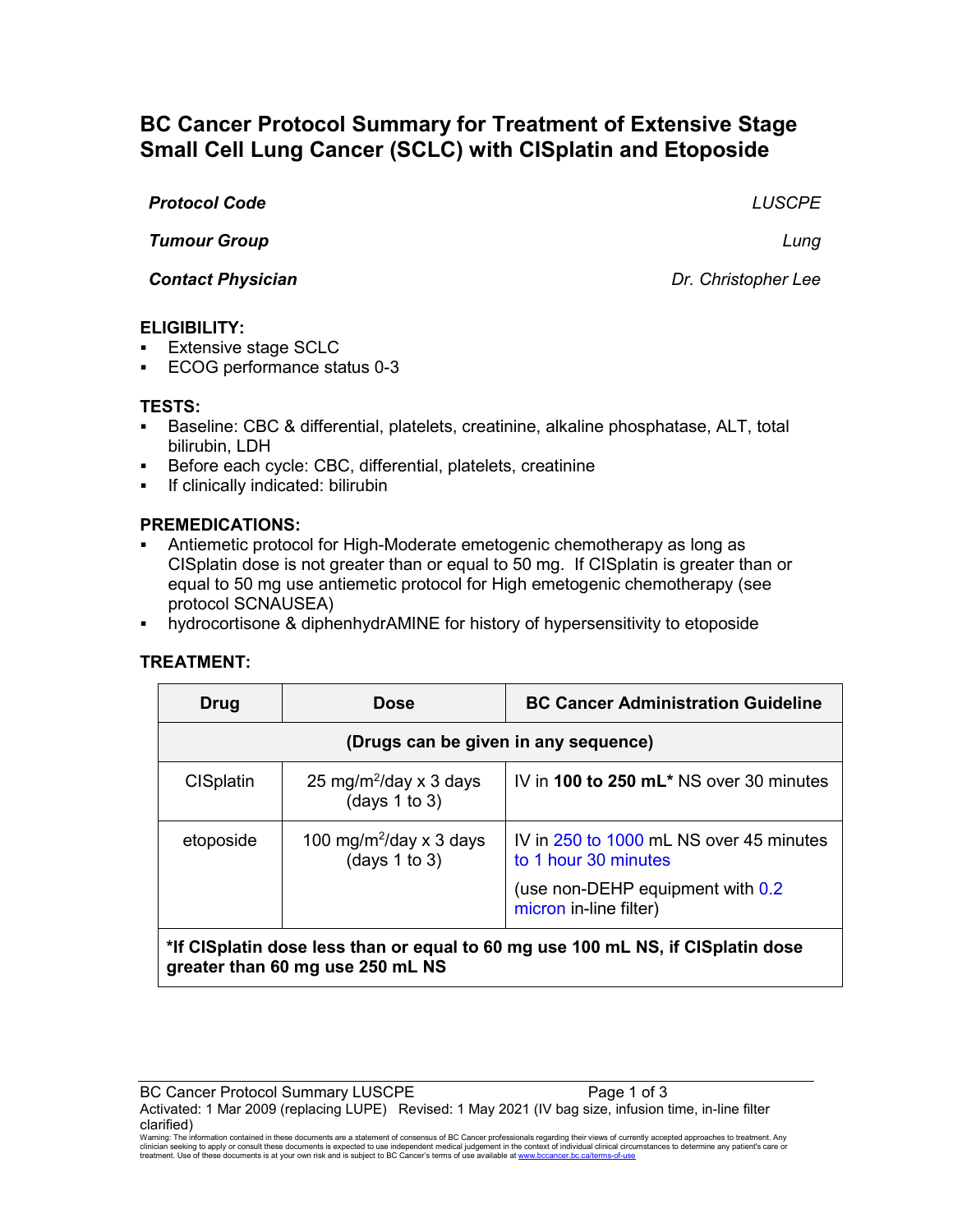# BC Cancer Protocol Summary for Treatment of Extensive Stage Small Cell Lung Cancer (SCLC) with CISplatin and Etoposide

| | |
|---|---|
| ***Protocol Code*** | *LUSCPE* |
| ***Tumour Group*** | *Lung* |
| ***Contact Physician*** | *Dr. Christopher Lee* |

## ELIGIBILITY:

- Extensive stage SCLC
- ECOG performance status 0-3

## TESTS:

- Baseline: CBC & differential, platelets, creatinine, alkaline phosphatase, ALT, total bilirubin, LDH
- Before each cycle: CBC, differential, platelets, creatinine
- If clinically indicated: bilirubin

## PREMEDICATIONS:

- Antiemetic protocol for High-Moderate emetogenic chemotherapy as long as CISplatin dose is not greater than or equal to 50 mg. If CISplatin is greater than or equal to 50 mg use antiemetic protocol for High emetogenic chemotherapy (see protocol SCNAUSEA)
- hydrocortisone & diphenhydrAMINE for history of hypersensitivity to etoposide

## TREATMENT:

| Drug | Dose | BC Cancer Administration Guideline |
|---|---|---|
| **(Drugs can be given in any sequence)** | | |
| CISplatin | 25 mg/m$^2$/day x 3 days (days 1 to 3) | IV in **100 to 250 mL*** NS over 30 minutes |
| etoposide | 100 mg/m$^2$/day x 3 days (days 1 to 3) | IV in 250 to 1000 mL NS over 45 minutes to 1 hour 30 minutes<br><br>(use non-DEHP equipment with 0.2 micron in-line filter) |
| ***If CISplatin dose less than or equal to 60 mg use 100 mL NS, if CISplatin dose greater than 60 mg use 250 mL NS** | | |

Activated: 1 Mar 2009 (replacing LUPE) Revised: 1 May 2021 (IV bag size, infusion time, in-line filter clarified)

Warning: The information contained in these documents are a statement of consensus of BC Cancer professionals regarding their views of currently accepted approaches to treatment. Any clinician seeking to apply or consult these documents is expected to use independent medical judgement in the context of individual clinical circumstances to determine any patient's care or treatment. Use of these documents is at your own risk and is subject to BC Cancer's terms of use available at www.bccancer.bc.ca/terms-of-use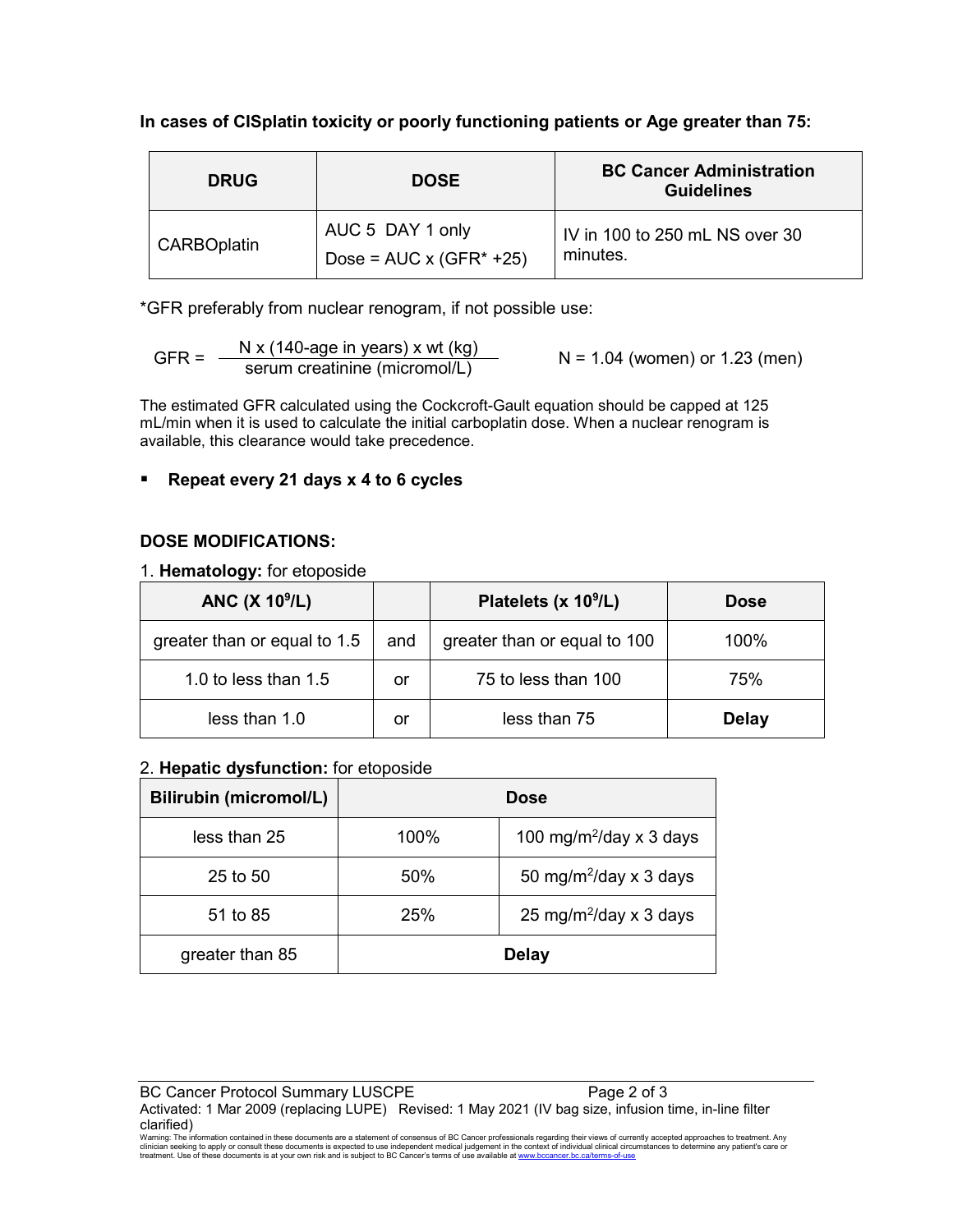**In cases of CISplatin toxicity or poorly functioning patients or Age greater than 75:**

| DRUG | DOSE | BC Cancer Administration Guidelines |
|---|---|---|
| CARBOplatin | AUC 5 DAY 1 only<br>Dose = AUC x (GFR* +25) | IV in 100 to 250 mL NS over 30 minutes. |

*GFR preferably from nuclear renogram, if not possible use:

$$GFR = \frac{N \times (140\text{-age in years}) \times wt\ (kg)}{\text{serum creatinine (micromol/L)}} \qquad N = 1.04 \text{ (women) or } 1.23 \text{ (men)}$$

The estimated GFR calculated using the Cockcroft-Gault equation should be capped at 125 mL/min when it is used to calculate the initial carboplatin dose. When a nuclear renogram is available, this clearance would take precedence.

- **Repeat every 21 days x 4 to 6 cycles**

**DOSE MODIFICATIONS:**

1. **Hematology:** for etoposide

| ANC ($\times 10^9$/L) | | Platelets ($\times 10^9$/L) | Dose |
|---|---|---|---|
| greater than or equal to 1.5 | and | greater than or equal to 100 | 100% |
| 1.0 to less than 1.5 | or | 75 to less than 100 | 75% |
| less than 1.0 | or | less than 75 | **Delay** |

2. **Hepatic dysfunction:** for etoposide

| Bilirubin (micromol/L) | Dose | |
|---|---|---|
| less than 25 | 100% | 100 mg/m$^2$/day x 3 days |
| 25 to 50 | 50% | 50 mg/m$^2$/day x 3 days |
| 51 to 85 | 25% | 25 mg/m$^2$/day x 3 days |
| greater than 85 | **Delay** | |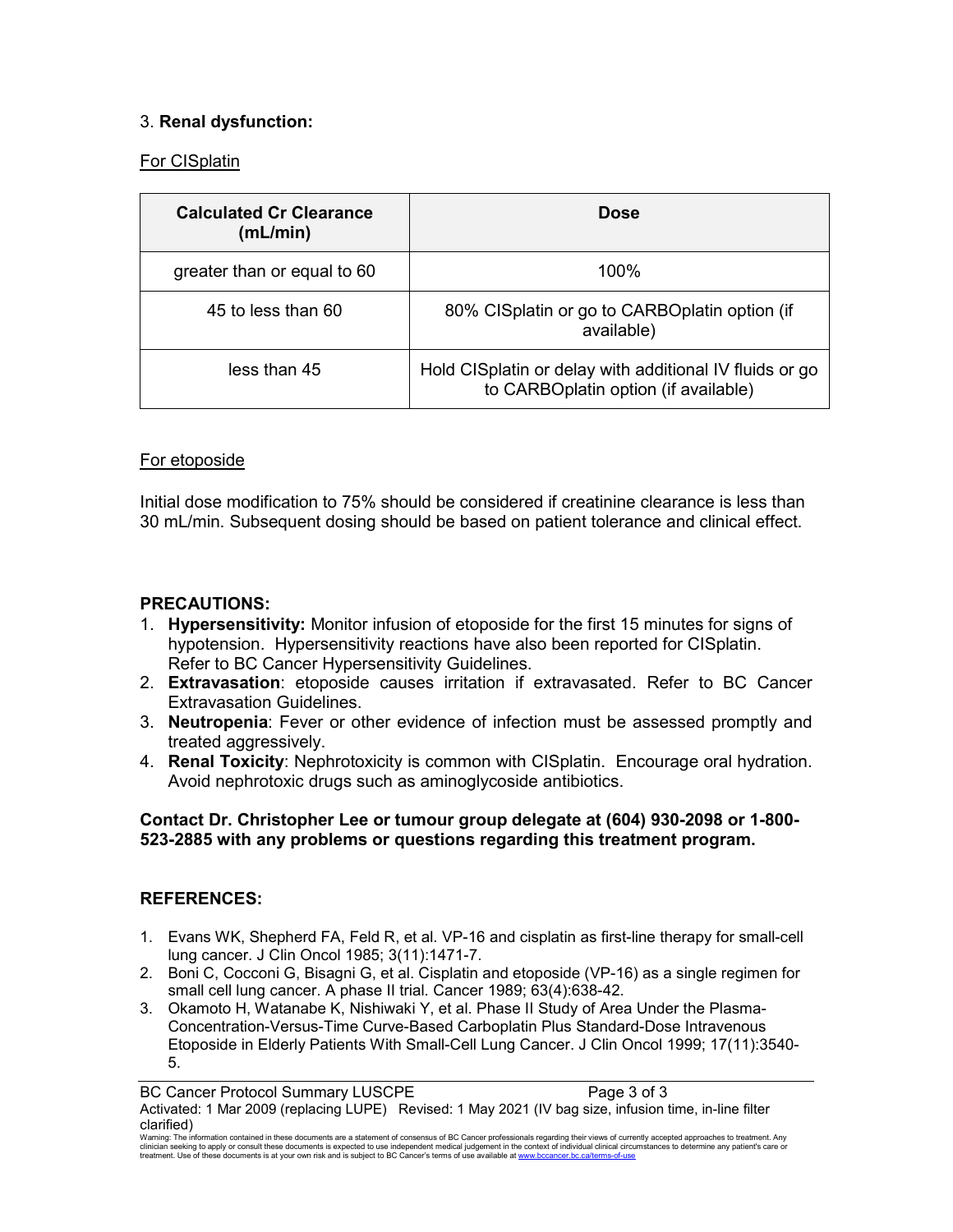3. **Renal dysfunction:**

For CISplatin

| Calculated Cr Clearance (mL/min) | Dose |
|---|---|
| greater than or equal to 60 | 100% |
| 45 to less than 60 | 80% CISplatin or go to CARBOplatin option (if available) |
| less than 45 | Hold CISplatin or delay with additional IV fluids or go to CARBOplatin option (if available) |

For etoposide

Initial dose modification to 75% should be considered if creatinine clearance is less than 30 mL/min. Subsequent dosing should be based on patient tolerance and clinical effect.

## PRECAUTIONS:

1. **Hypersensitivity:** Monitor infusion of etoposide for the first 15 minutes for signs of hypotension. Hypersensitivity reactions have also been reported for CISplatin. Refer to BC Cancer Hypersensitivity Guidelines.
2. **Extravasation**: etoposide causes irritation if extravasated. Refer to BC Cancer Extravasation Guidelines.
3. **Neutropenia**: Fever or other evidence of infection must be assessed promptly and treated aggressively.
4. **Renal Toxicity**: Nephrotoxicity is common with CISplatin. Encourage oral hydration. Avoid nephrotoxic drugs such as aminoglycoside antibiotics.

**Contact Dr. Christopher Lee or tumour group delegate at (604) 930-2098 or 1-800-523-2885 with any problems or questions regarding this treatment program.**

## REFERENCES:

1. Evans WK, Shepherd FA, Feld R, et al. VP-16 and cisplatin as first-line therapy for small-cell lung cancer. J Clin Oncol 1985; 3(11):1471-7.
2. Boni C, Cocconi G, Bisagni G, et al. Cisplatin and etoposide (VP-16) as a single regimen for small cell lung cancer. A phase II trial. Cancer 1989; 63(4):638-42.
3. Okamoto H, Watanabe K, Nishiwaki Y, et al. Phase II Study of Area Under the Plasma-Concentration-Versus-Time Curve-Based Carboplatin Plus Standard-Dose Intravenous Etoposide in Elderly Patients With Small-Cell Lung Cancer. J Clin Oncol 1999; 17(11):3540-5.